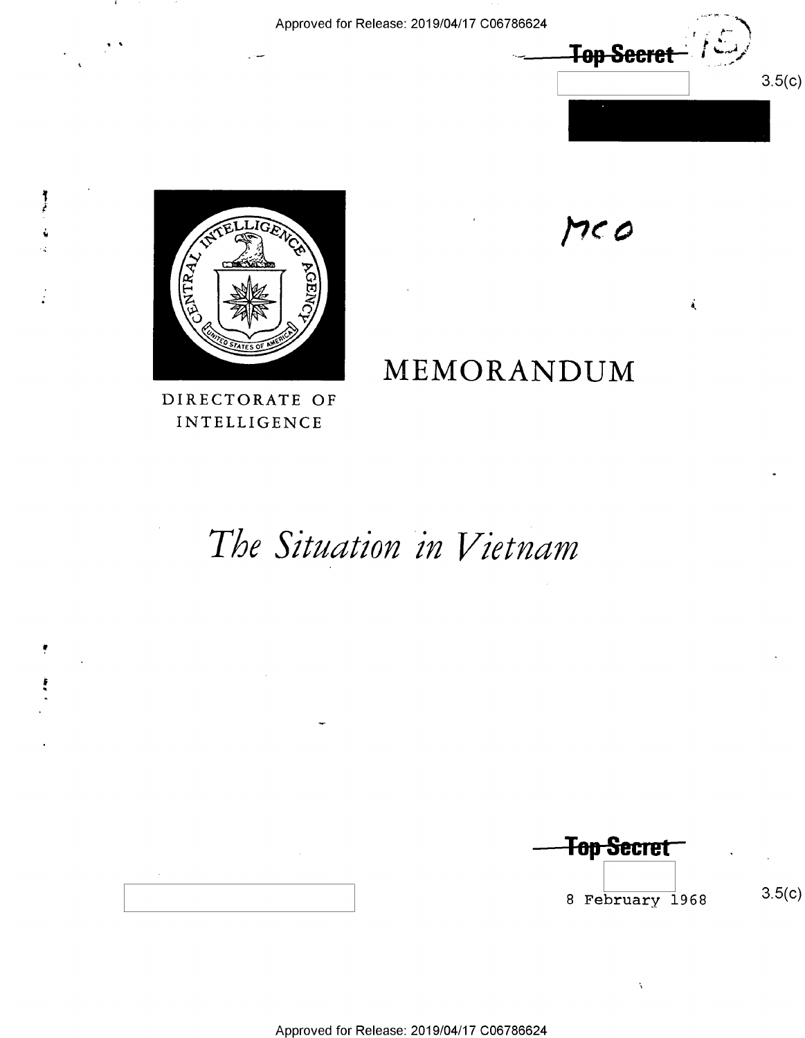~~Top Secret~~

3.5(c)

MCO

DIRECTORATE OF INTELLIGENCE

# MEMORANDUM

# *The Situation in Vietnam*

~~Top Secret~~

8 February 1968

3.5(c)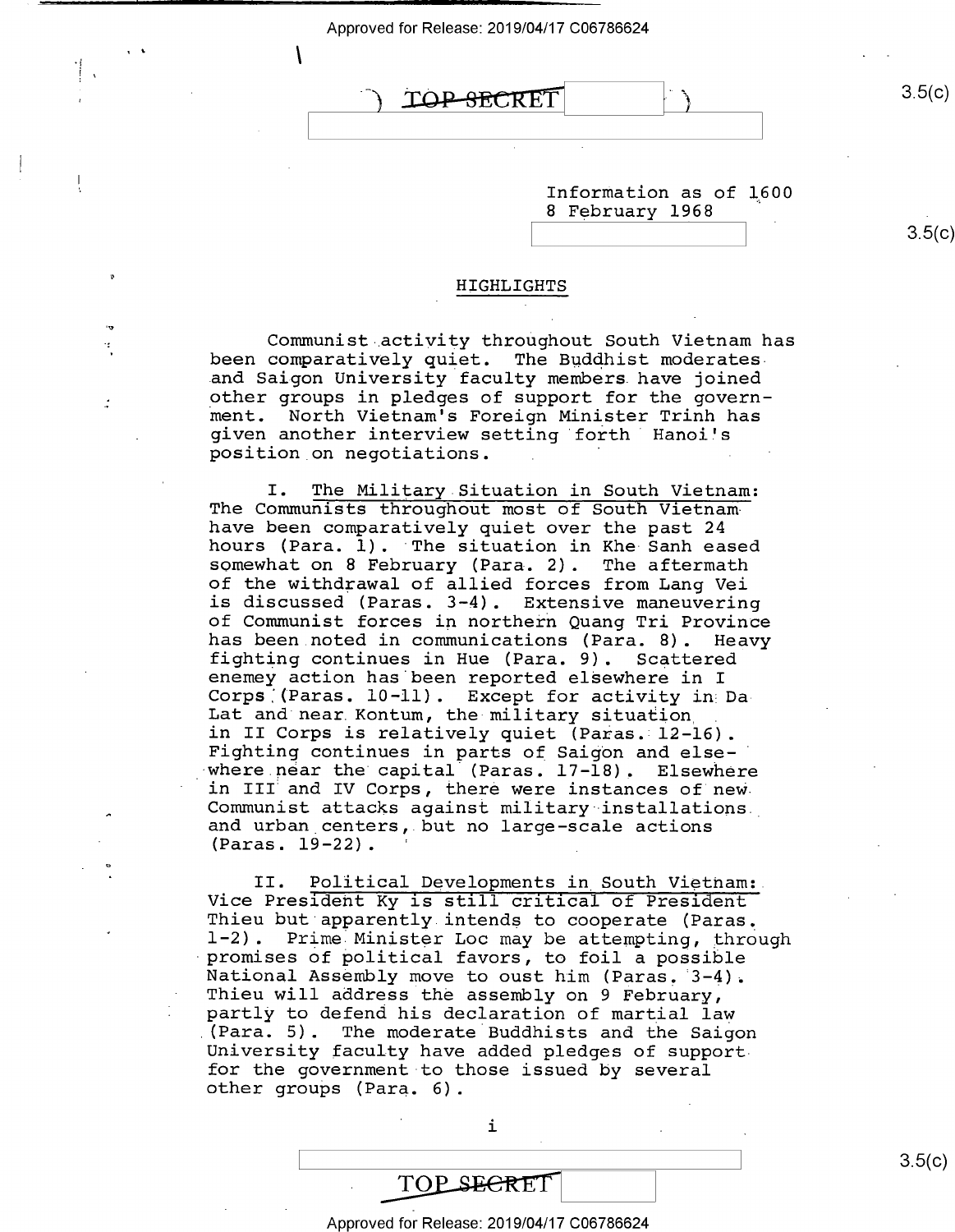TOP SECRET

Information as of 1600
8 February 1968

## HIGHLIGHTS

Communist activity throughout South Vietnam has been comparatively quiet. The Buddhist moderates and Saigon University faculty members have joined other groups in pledges of support for the government. North Vietnam's Foreign Minister Trinh has given another interview setting forth Hanoi's position on negotiations.

I. The Military Situation in South Vietnam: The Communists throughout most of South Vietnam have been comparatively quiet over the past 24 hours (Para. 1). The situation in Khe Sanh eased somewhat on 8 February (Para. 2). The aftermath of the withdrawal of allied forces from Lang Vei is discussed (Paras. 3-4). Extensive maneuvering of Communist forces in northern Quang Tri Province has been noted in communications (Para. 8). Heavy fighting continues in Hue (Para. 9). Scattered enemey action has been reported elsewhere in I Corps (Paras. 10-11). Except for activity in Da Lat and near Kontum, the military situation in II Corps is relatively quiet (Paras. 12-16). Fighting continues in parts of Saigon and elsewhere near the capital (Paras. 17-18). Elsewhere in III and IV Corps, there were instances of new Communist attacks against military installations and urban centers, but no large-scale actions (Paras. 19-22).

II. Political Developments in South Vietnam: Vice President Ky is still critical of President Thieu but apparently intends to cooperate (Paras. 1-2). Prime Minister Loc may be attempting, through promises of political favors, to foil a possible National Assembly move to oust him (Paras. 3-4). Thieu will address the assembly on 9 February, partly to defend his declaration of martial law (Para. 5). The moderate Buddhists and the Saigon University faculty have added pledges of support for the government to those issued by several other groups (Para. 6).

TOP SECRET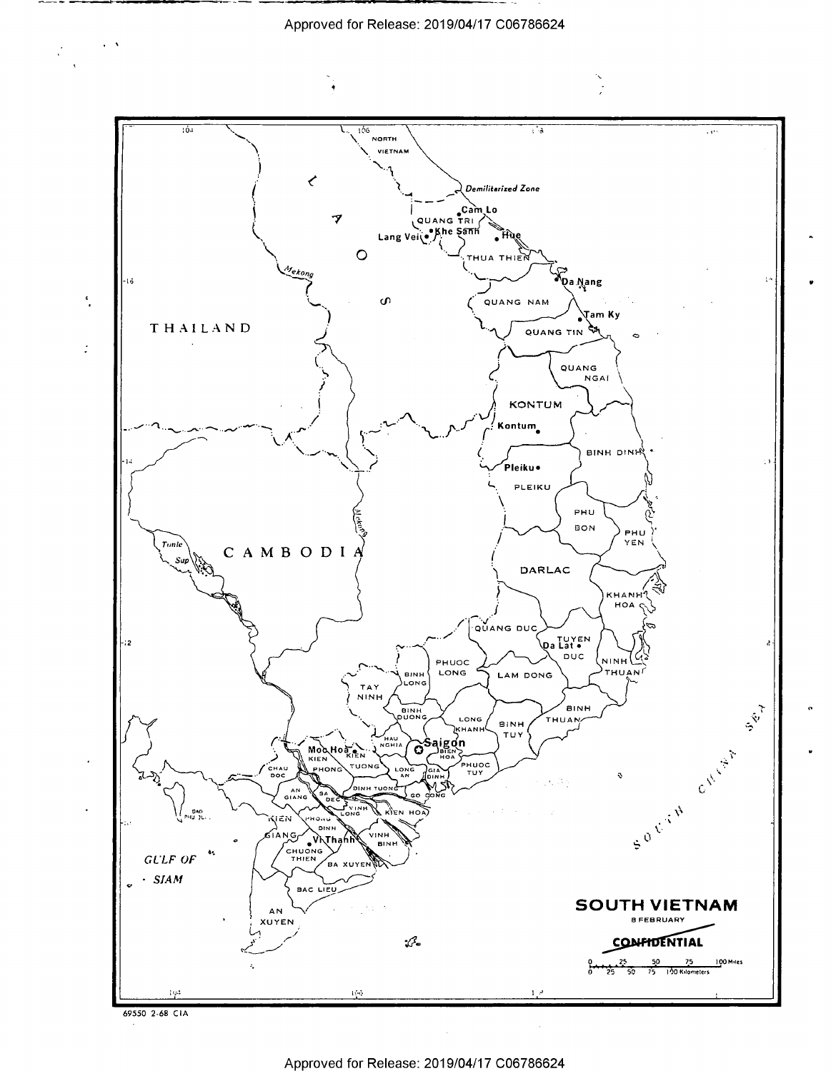# SOUTH VIETNAM

8 FEBRUARY

CONFIDENTIAL

0 25 50 75 100 Miles

0 25 50 75 100 Kilometers

69550 2-68 CIA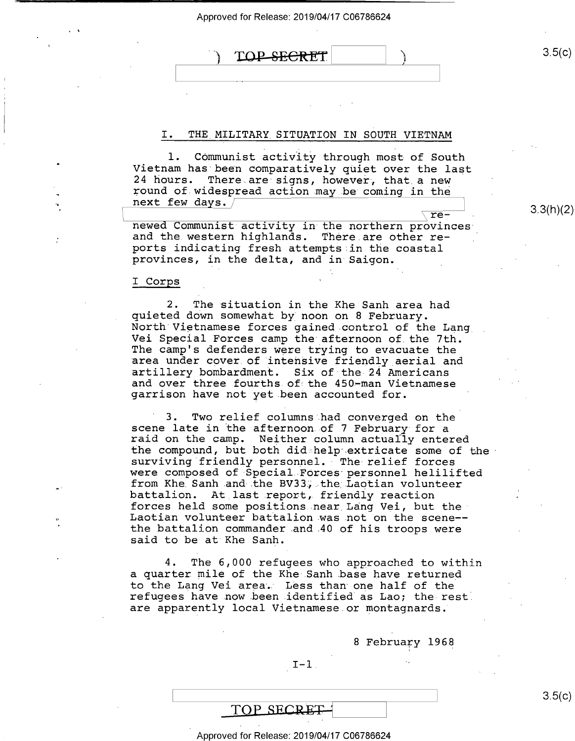# I. THE MILITARY SITUATION IN SOUTH VIETNAM

1. Communist activity through most of South Vietnam has been comparatively quiet over the last 24 hours. There are signs, however, that a new round of widespread action may be coming in the next few days. [redacted] renewed Communist activity in the northern provinces and the western highlands. There are other reports indicating fresh attempts in the coastal provinces, in the delta, and in Saigon.

## I Corps

2. The situation in the Khe Sanh area had quieted down somewhat by noon on 8 February. North Vietnamese forces gained control of the Lang Vei Special Forces camp the afternoon of the 7th. The camp's defenders were trying to evacuate the area under cover of intensive friendly aerial and artillery bombardment. Six of the 24 Americans and over three fourths of the 450-man Vietnamese garrison have not yet been accounted for.

3. Two relief columns had converged on the scene late in the afternoon of 7 February for a raid on the camp. Neither column actually entered the compound, but both did help extricate some of the surviving friendly personnel. The relief forces were composed of Special Forces personnel helilifted from Khe Sanh and the BV33, the Laotian volunteer battalion. At last report, friendly reaction forces held some positions near Lang Vei, but the Laotian volunteer battalion was not on the scene--the battalion commander and 40 of his troops were said to be at Khe Sanh.

4. The 6,000 refugees who approached to within a quarter mile of the Khe Sanh base have returned to the Lang Vei area. Less than one half of the refugees have now been identified as Lao; the rest are apparently local Vietnamese or montagnards.

8 February 1968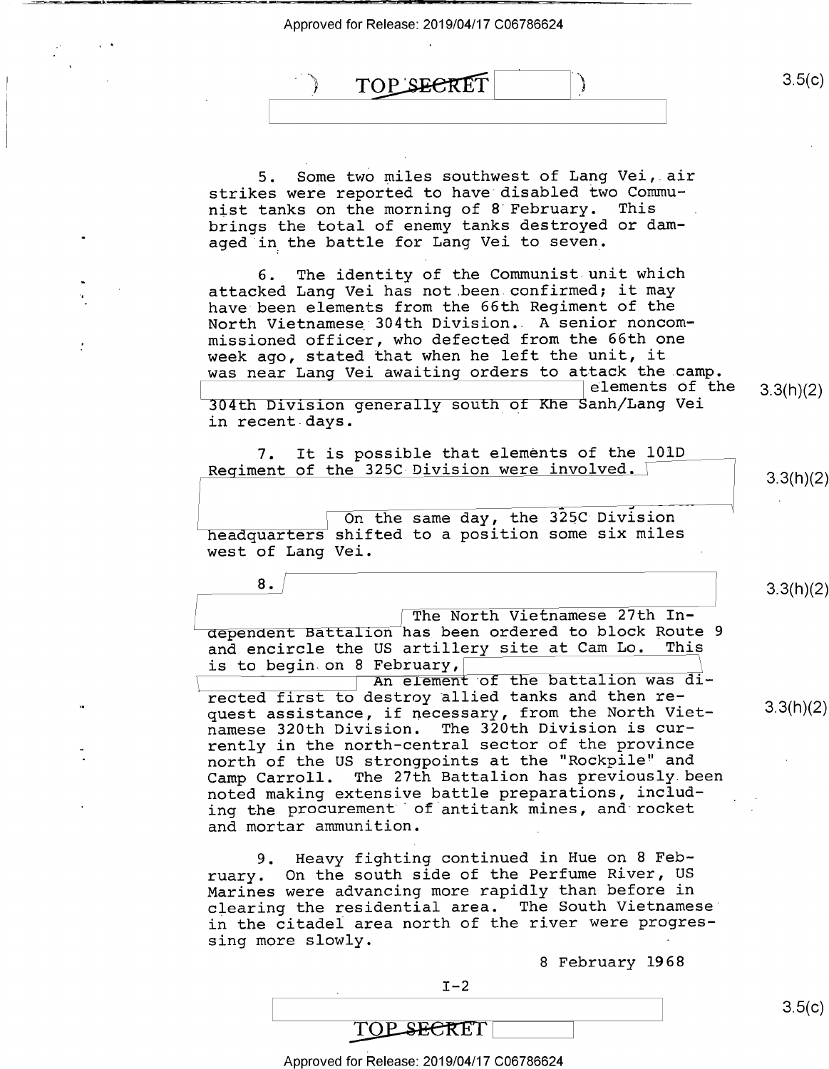5. Some two miles southwest of Lang Vei, air strikes were reported to have disabled two Communist tanks on the morning of 8 February. This brings the total of enemy tanks destroyed or damaged in the battle for Lang Vei to seven.

6. The identity of the Communist unit which attacked Lang Vei has not been confirmed; it may have been elements from the 66th Regiment of the North Vietnamese 304th Division. A senior noncommissioned officer, who defected from the 66th one week ago, stated that when he left the unit, it was near Lang Vei awaiting orders to attack the camp. [redacted] elements of the 304th Division generally south of Khe Sanh/Lang Vei in recent days.

7. It is possible that elements of the 101D Regiment of the 325C Division were involved. [redacted] On the same day, the 325C Division headquarters shifted to a position some six miles west of Lang Vei.

8. [redacted] The North Vietnamese 27th Independent Battalion has been ordered to block Route 9 and encircle the US artillery site at Cam Lo. This is to begin on 8 February, [redacted] An element of the battalion was directed first to destroy allied tanks and then request assistance, if necessary, from the North Vietnamese 320th Division. The 320th Division is currently in the north-central sector of the province north of the US strongpoints at the "Rockpile" and Camp Carroll. The 27th Battalion has previously been noted making extensive battle preparations, including the procurement of antitank mines, and rocket and mortar ammunition.

9. Heavy fighting continued in Hue on 8 February. On the south side of the Perfume River, US Marines were advancing more rapidly than before in clearing the residential area. The South Vietnamese in the citadel area north of the river were progressing more slowly.

8 February 1968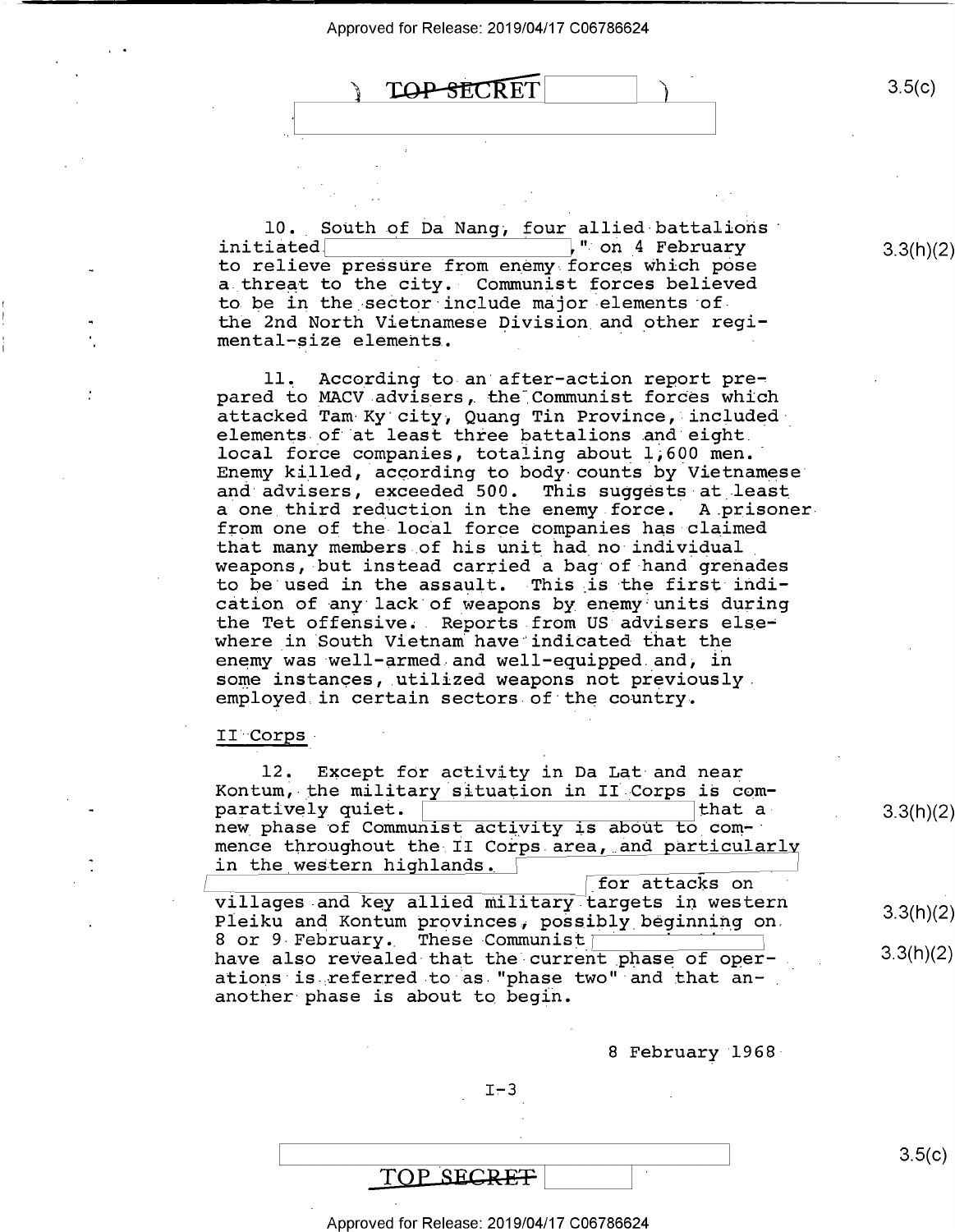10. South of Da Nang, four allied battalions initiated [redacted]," on 4 February to relieve pressure from enemy forces which pose a threat to the city. Communist forces believed to be in the sector include major elements of the 2nd North Vietnamese Division and other regimental-size elements.

11. According to an after-action report prepared to MACV advisers, the Communist forces which attacked Tam Ky city, Quang Tin Province, included elements of at least three battalions and eight local force companies, totaling about 1,600 men. Enemy killed, according to body counts by Vietnamese and advisers, exceeded 500. This suggests at least a one third reduction in the enemy force. A prisoner from one of the local force companies has claimed that many members of his unit had no individual weapons, but instead carried a bag of hand grenades to be used in the assault. This is the first indication of any lack of weapons by enemy units during the Tet offensive. Reports from US advisers elsewhere in South Vietnam have indicated that the enemy was well-armed and well-equipped and, in some instances, utilized weapons not previously employed in certain sectors of the country.

## II Corps

12. Except for activity in Da Lat and near Kontum, the military situation in II Corps is comparatively quiet. [redacted] that a new phase of Communist activity is about to commence throughout the II Corps area, and particularly in the western highlands. [redacted] for attacks on villages and key allied military targets in western Pleiku and Kontum provinces, possibly beginning on 8 or 9 February. These Communist [redacted] have also revealed that the current phase of operations is referred to as "phase two" and that an-another phase is about to begin.

8 February 1968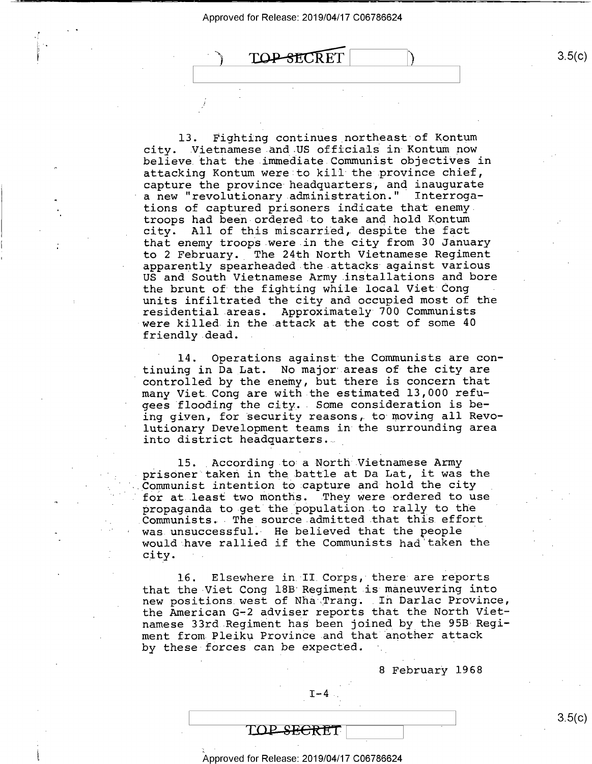13. Fighting continues northeast of Kontum city. Vietnamese and US officials in Kontum now believe that the immediate Communist objectives in attacking Kontum were to kill the province chief, capture the province headquarters, and inaugurate a new "revolutionary administration." Interrogations of captured prisoners indicate that enemy troops had been ordered to take and hold Kontum city. All of this miscarried, despite the fact that enemy troops were in the city from 30 January to 2 February. The 24th North Vietnamese Regiment apparently spearheaded the attacks against various US and South Vietnamese Army installations and bore the brunt of the fighting while local Viet Cong units infiltrated the city and occupied most of the residential areas. Approximately 700 Communists were killed in the attack at the cost of some 40 friendly dead.

14. Operations against the Communists are continuing in Da Lat. No major areas of the city are controlled by the enemy, but there is concern that many Viet Cong are with the estimated 13,000 refugees flooding the city. Some consideration is being given, for security reasons, to moving all Revolutionary Development teams in the surrounding area into district headquarters.

15. According to a North Vietnamese Army prisoner taken in the battle at Da Lat, it was the Communist intention to capture and hold the city for at least two months. They were ordered to use propaganda to get the population to rally to the Communists. The source admitted that this effort was unsuccessful. He believed that the people would have rallied if the Communists had taken the city.

16. Elsewhere in II Corps, there are reports that the Viet Cong 18B Regiment is maneuvering into new positions west of Nha Trang. In Darlac Province, the American G-2 adviser reports that the North Vietnamese 33rd Regiment has been joined by the 95B Regiment from Pleiku Province and that another attack by these forces can be expected.

8 February 1968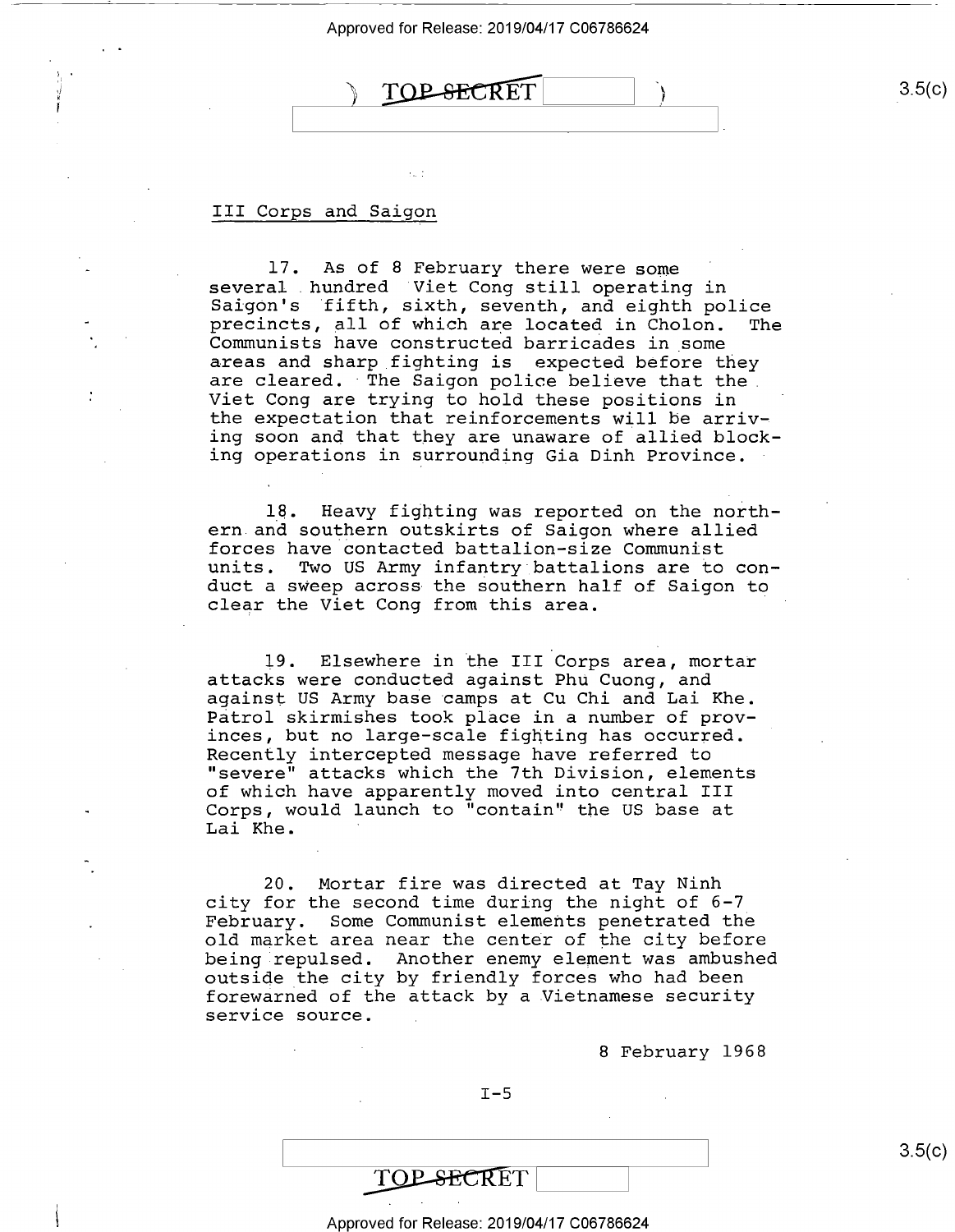III Corps and Saigon

17. As of 8 February there were some several hundred Viet Cong still operating in Saigon's fifth, sixth, seventh, and eighth police precincts, all of which are located in Cholon. The Communists have constructed barricades in some areas and sharp fighting is expected before they are cleared. The Saigon police believe that the Viet Cong are trying to hold these positions in the expectation that reinforcements will be arriving soon and that they are unaware of allied blocking operations in surrounding Gia Dinh Province.

18. Heavy fighting was reported on the northern and southern outskirts of Saigon where allied forces have contacted battalion-size Communist units. Two US Army infantry battalions are to conduct a sweep across the southern half of Saigon to clear the Viet Cong from this area.

19. Elsewhere in the III Corps area, mortar attacks were conducted against Phu Cuong, and against US Army base camps at Cu Chi and Lai Khe. Patrol skirmishes took place in a number of provinces, but no large-scale fighting has occurred. Recently intercepted message have referred to "severe" attacks which the 7th Division, elements of which have apparently moved into central III Corps, would launch to "contain" the US base at Lai Khe.

20. Mortar fire was directed at Tay Ninh city for the second time during the night of 6-7 February. Some Communist elements penetrated the old market area near the center of the city before being repulsed. Another enemy element was ambushed outside the city by friendly forces who had been forewarned of the attack by a Vietnamese security service source.

8 February 1968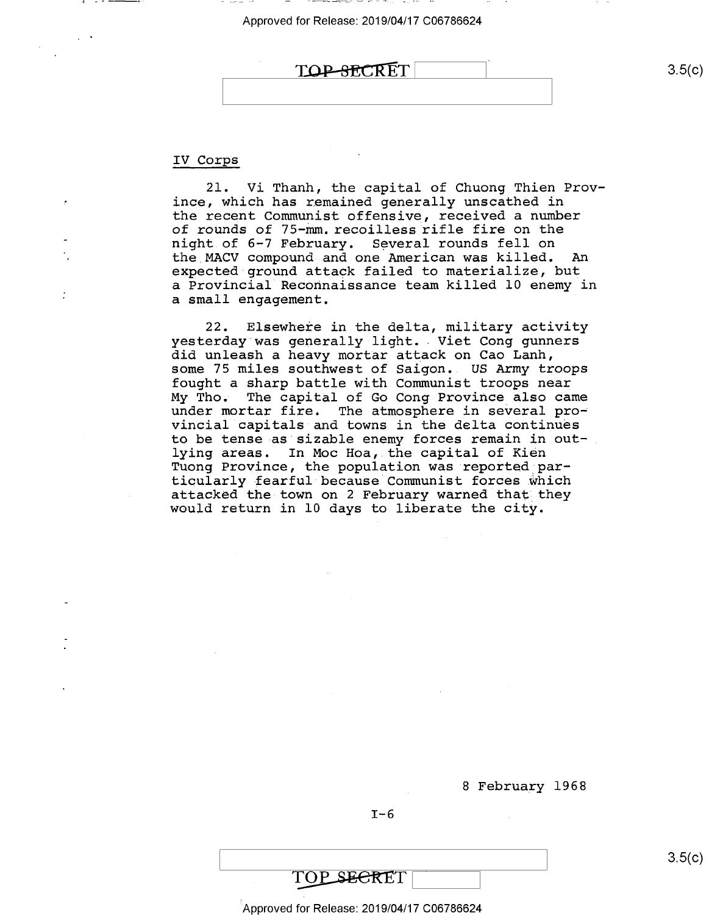IV Corps

21. Vi Thanh, the capital of Chuong Thien Province, which has remained generally unscathed in the recent Communist offensive, received a number of rounds of 75-mm. recoilless rifle fire on the night of 6-7 February. Several rounds fell on the MACV compound and one American was killed. An expected ground attack failed to materialize, but a Provincial Reconnaissance team killed 10 enemy in a small engagement.

22. Elsewhere in the delta, military activity yesterday was generally light. Viet Cong gunners did unleash a heavy mortar attack on Cao Lanh, some 75 miles southwest of Saigon. US Army troops fought a sharp battle with Communist troops near My Tho. The capital of Go Cong Province also came under mortar fire. The atmosphere in several provincial capitals and towns in the delta continues to be tense as sizable enemy forces remain in outlying areas. In Moc Hoa, the capital of Kien Tuong Province, the population was reported particularly fearful because Communist forces which attacked the town on 2 February warned that they would return in 10 days to liberate the city.

8 February 1968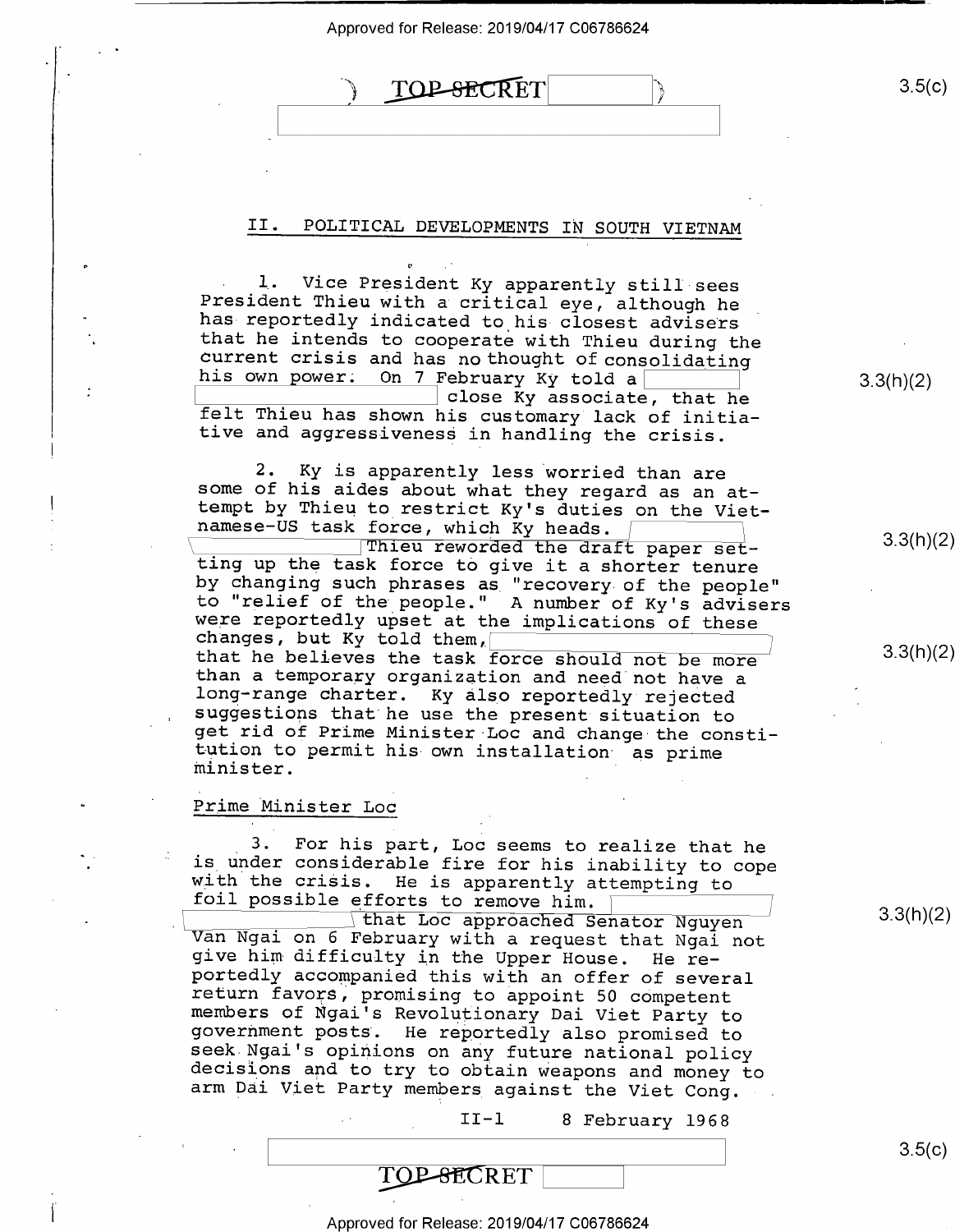TOP SECRET

## II. POLITICAL DEVELOPMENTS IN SOUTH VIETNAM

1. Vice President Ky apparently still sees President Thieu with a critical eye, although he has reportedly indicated to his closest advisers that he intends to cooperate with Thieu during the current crisis and has no thought of consolidating his own power. On 7 February Ky told a close Ky associate, that he felt Thieu has shown his customary lack of initiative and aggressiveness in handling the crisis.

2. Ky is apparently less worried than are some of his aides about what they regard as an attempt by Thieu to restrict Ky's duties on the Vietnamese-US task force, which Ky heads. Thieu reworded the draft paper setting up the task force to give it a shorter tenure by changing such phrases as "recovery of the people" to "relief of the people." A number of Ky's advisers were reportedly upset at the implications of these changes, but Ky told them, that he believes the task force should not be more than a temporary organization and need not have a long-range charter. Ky also reportedly rejected suggestions that he use the present situation to get rid of Prime Minister Loc and change the constitution to permit his own installation as prime minister.

Prime Minister Loc

3. For his part, Loc seems to realize that he is under considerable fire for his inability to cope with the crisis. He is apparently attempting to foil possible efforts to remove him. that Loc approached Senator Nguyen Van Ngai on 6 February with a request that Ngai not give him difficulty in the Upper House. He reportedly accompanied this with an offer of several return favors, promising to appoint 50 competent members of Ngai's Revolutionary Dai Viet Party to government posts. He reportedly also promised to seek Ngai's opinions on any future national policy decisions and to try to obtain weapons and money to arm Dai Viet Party members against the Viet Cong.

II-1 8 February 1968

TOP SECRET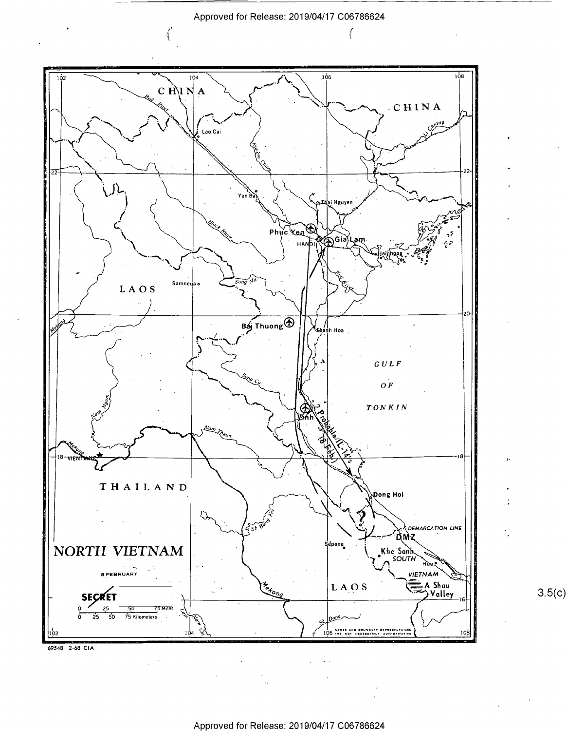NORTH VIETNAM

8 FEBRUARY

SECRET

2 Probable IL-14's (8 Feb.)

NAMES AND BOUNDARY REPRESENTATION ARE NOT NECESSARILY AUTHORITATIVE

69548 2-68 CIA

3.5(c)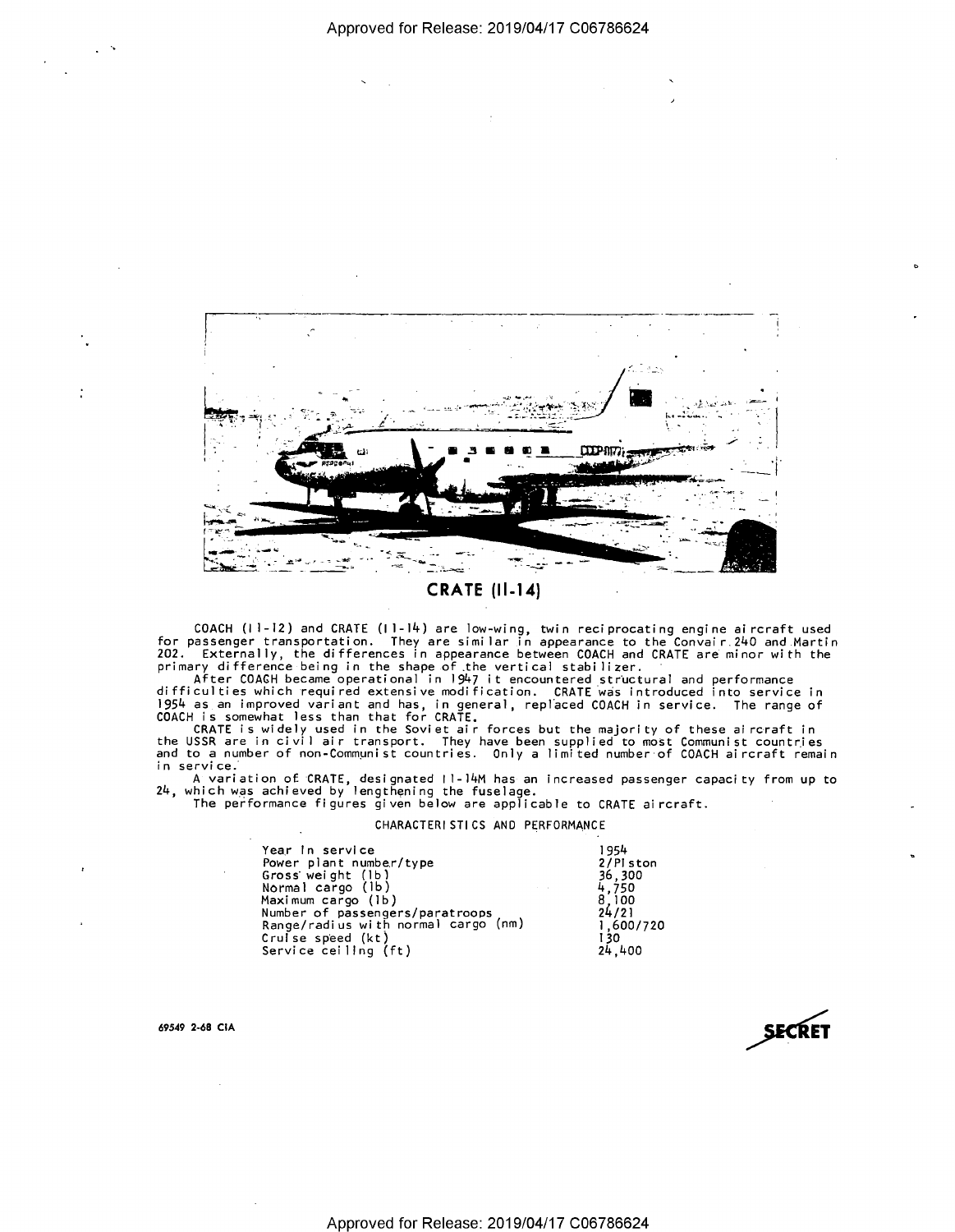## CRATE (Il-14)

COACH (Il-12) and CRATE (Il-14) are low-wing, twin reciprocating engine aircraft used for passenger transportation. They are similar in appearance to the Convair 240 and Martin 202. Externally, the differences in appearance between COACH and CRATE are minor with the primary difference being in the shape of the vertical stabilizer.

After COACH became operational in 1947 it encountered structural and performance difficulties which required extensive modification. CRATE was introduced into service in 1954 as an improved variant and has, in general, replaced COACH in service. The range of COACH is somewhat less than that for CRATE.

CRATE is widely used in the Soviet air forces but the majority of these aircraft in the USSR are in civil air transport. They have been supplied to most Communist countries and to a number of non-Communist countries. Only a limited number of COACH aircraft remain in service.

A variation of CRATE, designated Il-14M has an increased passenger capacity from up to 24, which was achieved by lengthening the fuselage.

The performance figures given below are applicable to CRATE aircraft.

CHARACTERISTICS AND PERFORMANCE

| | |
|---|---|
| Year in service | 1954 |
| Power plant number/type | 2/Piston |
| Gross weight (lb) | 36,300 |
| Normal cargo (lb) | 4,750 |
| Maximum cargo (lb) | 8,100 |
| Number of passengers/paratroops | 24/21 |
| Range/radius with normal cargo (nm) | 1,600/720 |
| Cruise speed (kt) | 130 |
| Service ceiling (ft) | 24,400 |

69549 2-68 CIA

SECRET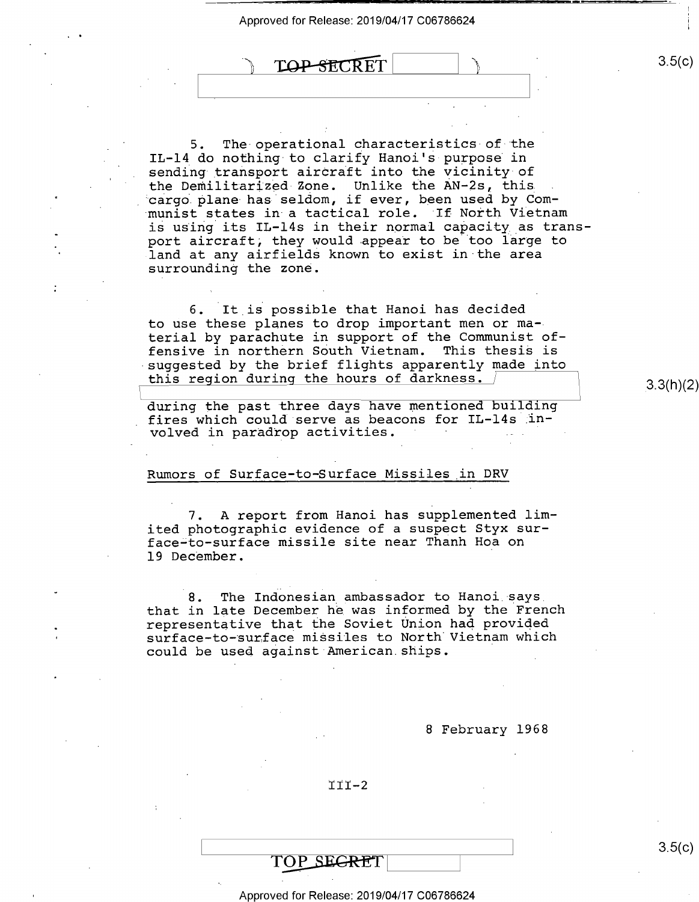5. The operational characteristics of the IL-14 do nothing to clarify Hanoi's purpose in sending transport aircraft into the vicinity of the Demilitarized Zone. Unlike the AN-2s, this cargo plane has seldom, if ever, been used by Communist states in a tactical role. If North Vietnam is using its IL-14s in their normal capacity as transport aircraft, they would appear to be too large to land at any airfields known to exist in the area surrounding the zone.

6. It is possible that Hanoi has decided to use these planes to drop important men or material by parachute in support of the Communist offensive in northern South Vietnam. This thesis is suggested by the brief flights apparently made into this region during the hours of darkness. [3.3(h)(2)] during the past three days have mentioned building fires which could serve as beacons for IL-14s involved in paradrop activities.

## Rumors of Surface-to-Surface Missiles in DRV

7. A report from Hanoi has supplemented limited photographic evidence of a suspect Styx surface-to-surface missile site near Thanh Hoa on 19 December.

8. The Indonesian ambassador to Hanoi says that in late December he was informed by the French representative that the Soviet Union had provided surface-to-surface missiles to North Vietnam which could be used against American ships.

8 February 1968

III-2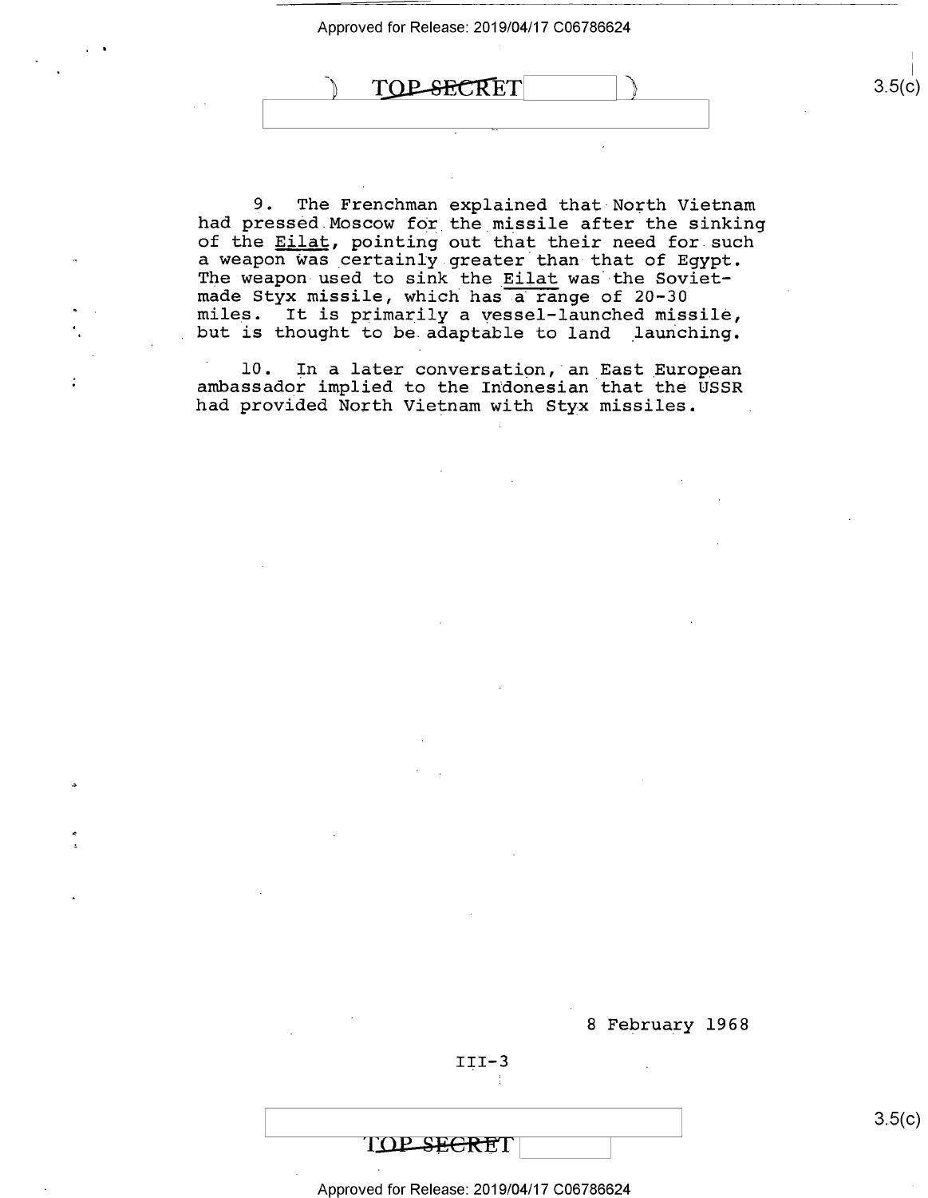9. The Frenchman explained that North Vietnam had pressed Moscow for the missile after the sinking of the *Eilat*, pointing out that their need for such a weapon was certainly greater than that of Egypt. The weapon used to sink the *Eilat* was the Soviet-made Styx missile, which has a range of 20-30 miles. It is primarily a vessel-launched missile, but is thought to be adaptable to land launching.

10. In a later conversation, an East European ambassador implied to the Indonesian that the USSR had provided North Vietnam with Styx missiles.

8 February 1968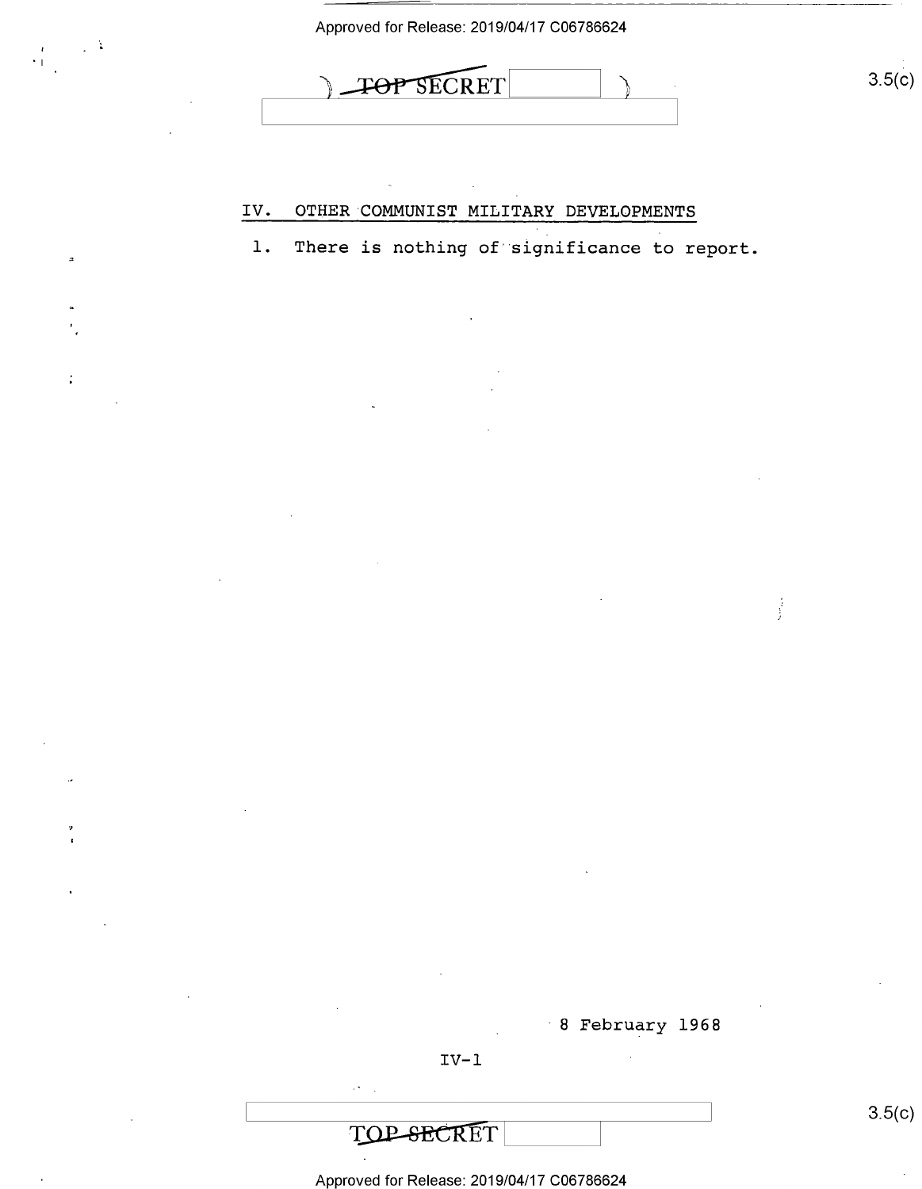## IV. OTHER COMMUNIST MILITARY DEVELOPMENTS

1. There is nothing of significance to report.

8 February 1968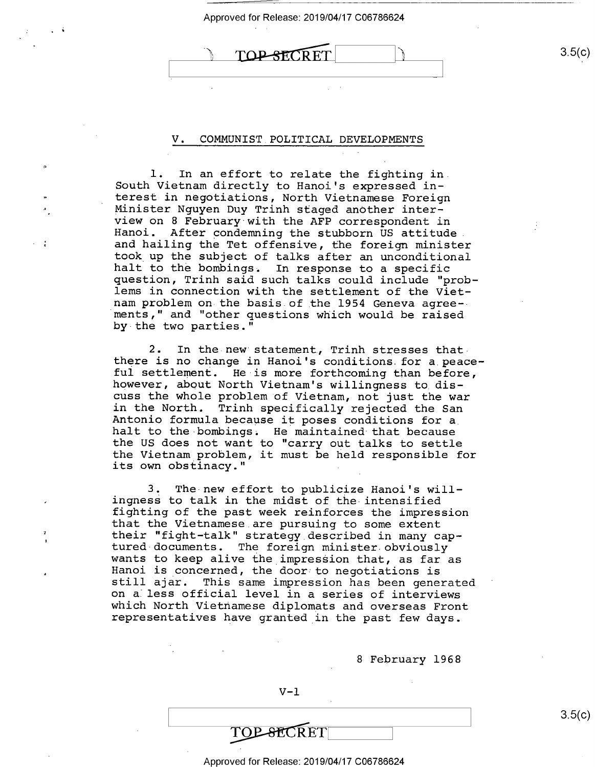## V. COMMUNIST POLITICAL DEVELOPMENTS

1. In an effort to relate the fighting in South Vietnam directly to Hanoi's expressed interest in negotiations, North Vietnamese Foreign Minister Nguyen Duy Trinh staged another interview on 8 February with the AFP correspondent in Hanoi. After condemning the stubborn US attitude and hailing the Tet offensive, the foreign minister took up the subject of talks after an unconditional halt to the bombings. In response to a specific question, Trinh said such talks could include "problems in connection with the settlement of the Vietnam problem on the basis of the 1954 Geneva agreements," and "other questions which would be raised by the two parties."

2. In the new statement, Trinh stresses that there is no change in Hanoi's conditions for a peaceful settlement. He is more forthcoming than before, however, about North Vietnam's willingness to discuss the whole problem of Vietnam, not just the war in the North. Trinh specifically rejected the San Antonio formula because it poses conditions for a halt to the bombings. He maintained that because the US does not want to "carry out talks to settle the Vietnam problem, it must be held responsible for its own obstinacy."

3. The new effort to publicize Hanoi's willingness to talk in the midst of the intensified fighting of the past week reinforces the impression that the Vietnamese are pursuing to some extent their "fight-talk" strategy described in many captured documents. The foreign minister obviously wants to keep alive the impression that, as far as Hanoi is concerned, the door to negotiations is still ajar. This same impression has been generated on a less official level in a series of interviews which North Vietnamese diplomats and overseas Front representatives have granted in the past few days.

8 February 1968

V-1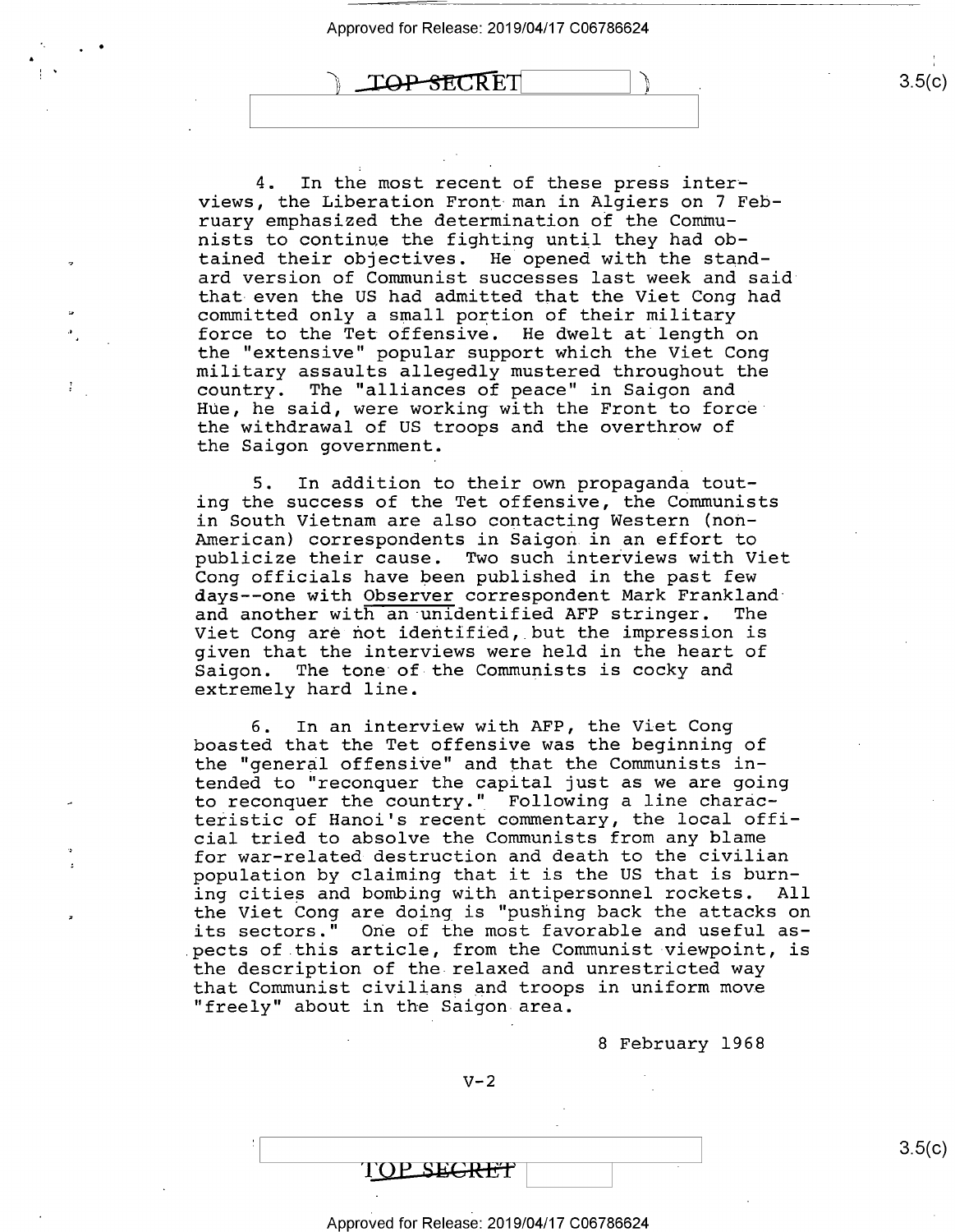4. In the most recent of these press interviews, the Liberation Front man in Algiers on 7 February emphasized the determination of the Communists to continue the fighting until they had obtained their objectives. He opened with the standard version of Communist successes last week and said that even the US had admitted that the Viet Cong had committed only a small portion of their military force to the Tet offensive. He dwelt at length on the "extensive" popular support which the Viet Cong military assaults allegedly mustered throughout the country. The "alliances of peace" in Saigon and Hue, he said, were working with the Front to force the withdrawal of US troops and the overthrow of the Saigon government.

5. In addition to their own propaganda touting the success of the Tet offensive, the Communists in South Vietnam are also contacting Western (non-American) correspondents in Saigon in an effort to publicize their cause. Two such interviews with Viet Cong officials have been published in the past few days--one with _Observer_ correspondent Mark Frankland and another with an unidentified AFP stringer. The Viet Cong are not identified, but the impression is given that the interviews were held in the heart of Saigon. The tone of the Communists is cocky and extremely hard line.

6. In an interview with AFP, the Viet Cong boasted that the Tet offensive was the beginning of the "general offensive" and that the Communists intended to "reconquer the capital just as we are going to reconquer the country." Following a line characteristic of Hanoi's recent commentary, the local official tried to absolve the Communists from any blame for war-related destruction and death to the civilian population by claiming that it is the US that is burning cities and bombing with antipersonnel rockets. All the Viet Cong are doing is "pushing back the attacks on its sectors." One of the most favorable and useful aspects of this article, from the Communist viewpoint, is the description of the relaxed and unrestricted way that Communist civilians and troops in uniform move "freely" about in the Saigon area.

8 February 1968

V-2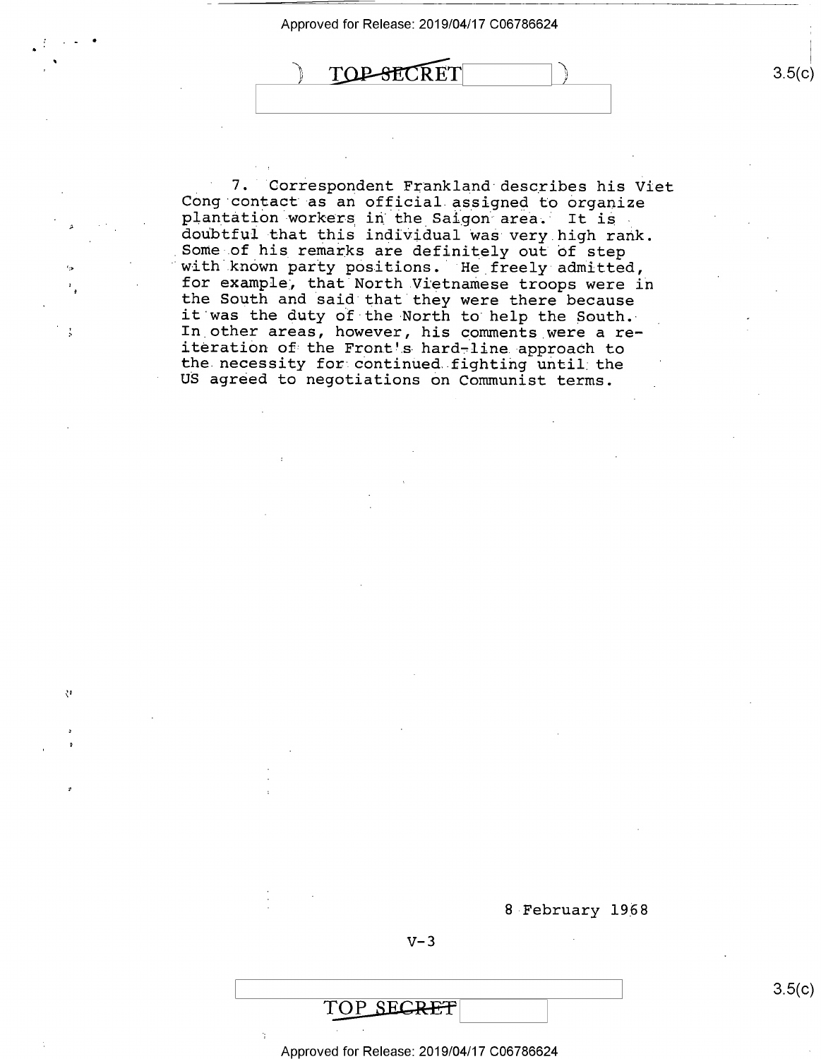7. Correspondent Frankland describes his Viet Cong contact as an official assigned to organize plantation workers in the Saigon area. It is doubtful that this individual was very high rank. Some of his remarks are definitely out of step with known party positions. He freely admitted, for example, that North Vietnamese troops were in the South and said that they were there because it was the duty of the North to help the South. In other areas, however, his comments were a reiteration of the Front's hard-line approach to the necessity for continued fighting until the US agreed to negotiations on Communist terms.

8 February 1968